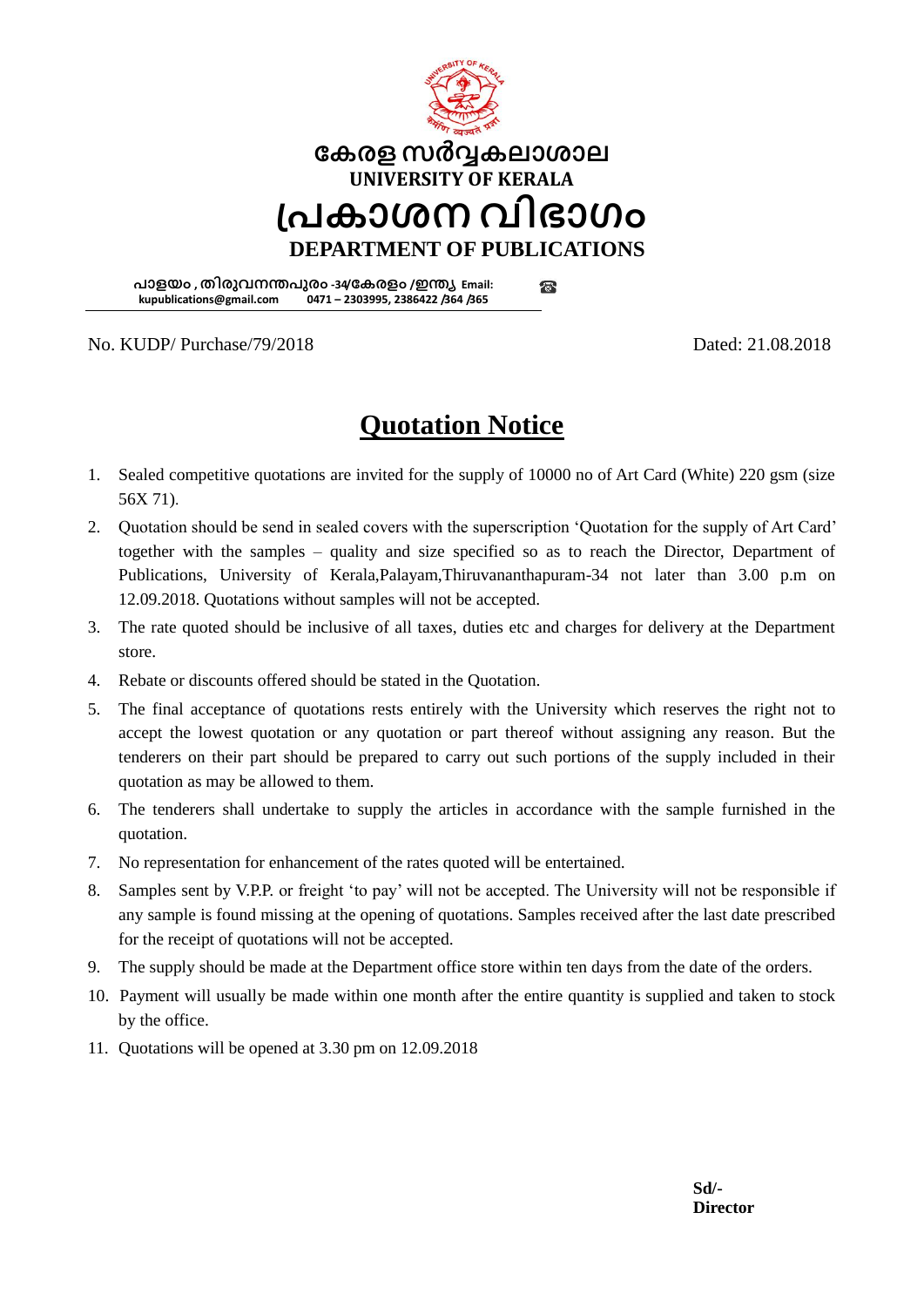കേരള സർവ്വകലാശാല
**UNIVERSITY OF KERALA**

# പ്രകാശന വിഭാഗം
**DEPARTMENT OF PUBLICATIONS**

പാളയം , തിരുവനന്തപുരം -34/കേരളം /ഇന്ത്യ Email: kupublications@gmail.com 0471 – 2303995, 2386422 /364 /365

No. KUDP/ Purchase/79/2018 Dated: 21.08.2018

## Quotation Notice

1. Sealed competitive quotations are invited for the supply of 10000 no of Art Card (White) 220 gsm (size 56X 71).
2. Quotation should be send in sealed covers with the superscription 'Quotation for the supply of Art Card' together with the samples – quality and size specified so as to reach the Director, Department of Publications, University of Kerala,Palayam,Thiruvananthapuram-34 not later than 3.00 p.m on 12.09.2018. Quotations without samples will not be accepted.
3. The rate quoted should be inclusive of all taxes, duties etc and charges for delivery at the Department store.
4. Rebate or discounts offered should be stated in the Quotation.
5. The final acceptance of quotations rests entirely with the University which reserves the right not to accept the lowest quotation or any quotation or part thereof without assigning any reason. But the tenderers on their part should be prepared to carry out such portions of the supply included in their quotation as may be allowed to them.
6. The tenderers shall undertake to supply the articles in accordance with the sample furnished in the quotation.
7. No representation for enhancement of the rates quoted will be entertained.
8. Samples sent by V.P.P. or freight 'to pay' will not be accepted. The University will not be responsible if any sample is found missing at the opening of quotations. Samples received after the last date prescribed for the receipt of quotations will not be accepted.
9. The supply should be made at the Department office store within ten days from the date of the orders.
10. Payment will usually be made within one month after the entire quantity is supplied and taken to stock by the office.
11. Quotations will be opened at 3.30 pm on 12.09.2018

**Sd/-**
**Director**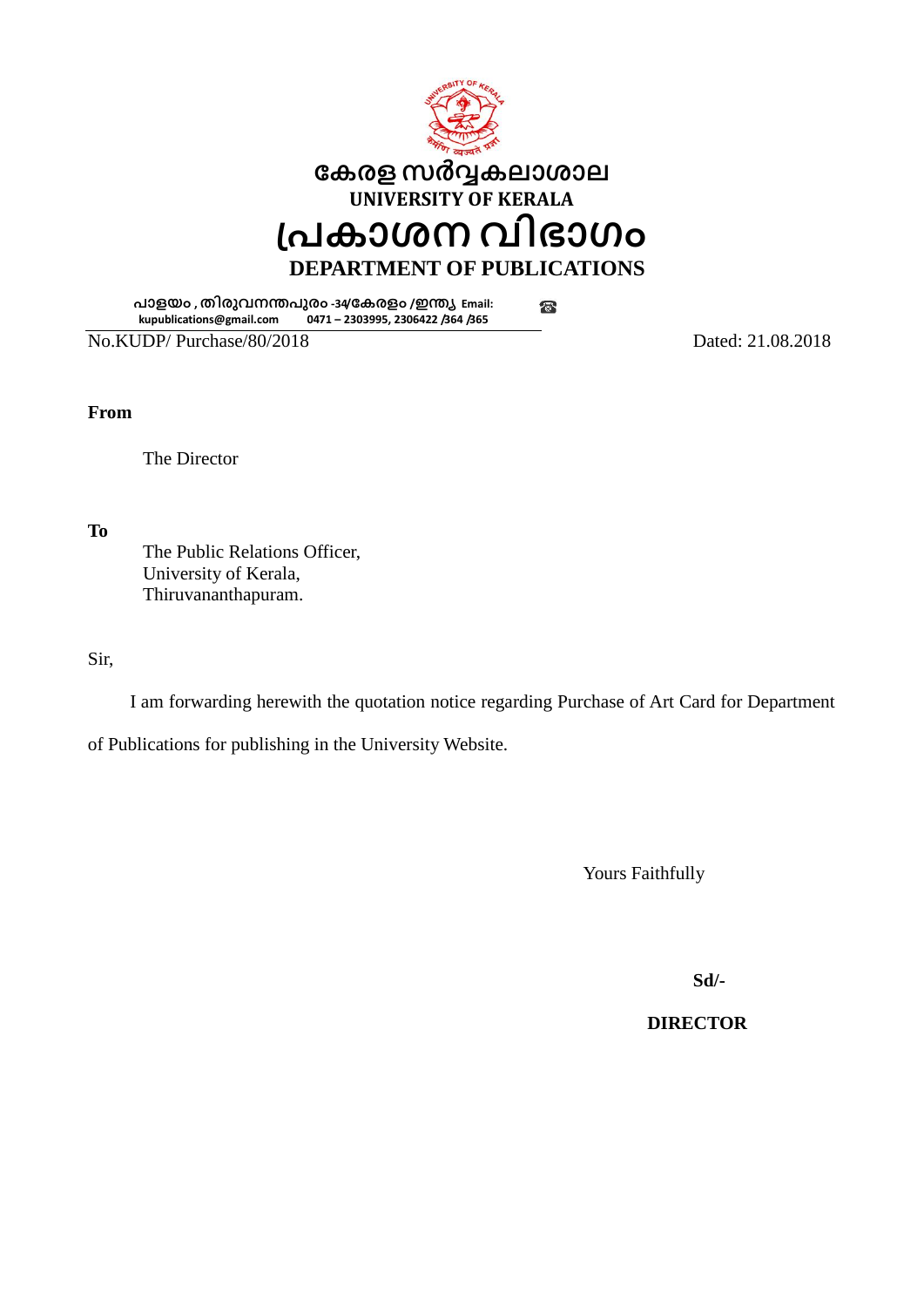കേരള സർവ്വകലാശാല

**UNIVERSITY OF KERALA**

# പ്രകാശന വിഭാഗം

**DEPARTMENT OF PUBLICATIONS**

**പാളയം , തിരുവനന്തപുരം -34/കേരളം /ഇന്ത്യ Email: kupublications@gmail.com ☎ 0471 – 2303995, 2306422 /364 /365**

No.KUDP/ Purchase/80/2018 Dated: 21.08.2018

**From**

The Director

**To**

The Public Relations Officer,
University of Kerala,
Thiruvananthapuram.

Sir,

I am forwarding herewith the quotation notice regarding Purchase of Art Card for Department of Publications for publishing in the University Website.

Yours Faithfully

**Sd/-**

**DIRECTOR**